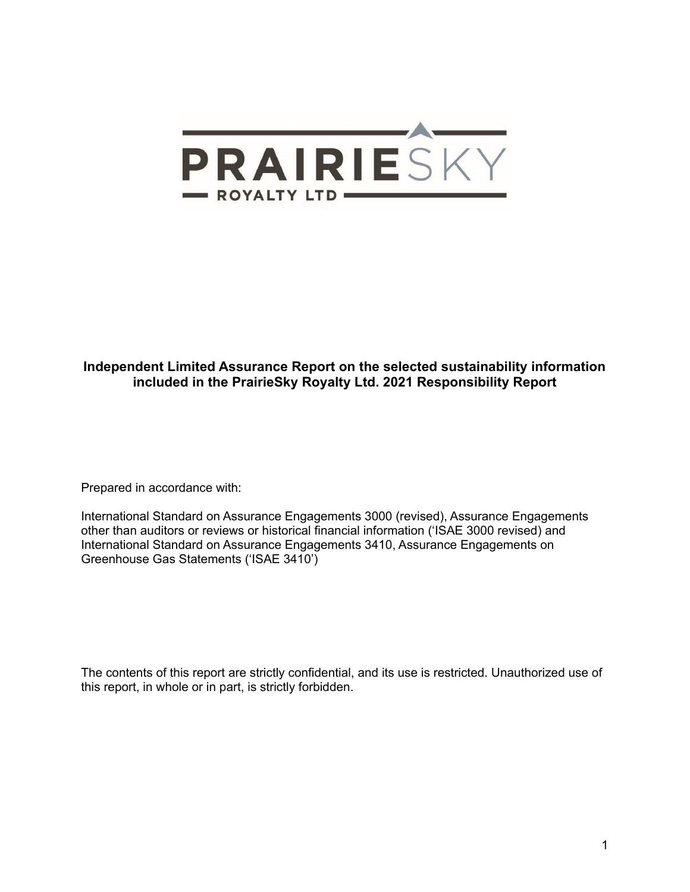PRAIRIESKY

ROYALTY LTD

**Independent Limited Assurance Report on the selected sustainability information included in the PrairieSky Royalty Ltd. 2021 Responsibility Report**

Prepared in accordance with:

International Standard on Assurance Engagements 3000 (revised), Assurance Engagements other than auditors or reviews or historical financial information ('ISAE 3000 revised) and International Standard on Assurance Engagements 3410, Assurance Engagements on Greenhouse Gas Statements ('ISAE 3410')

The contents of this report are strictly confidential, and its use is restricted. Unauthorized use of this report, in whole or in part, is strictly forbidden.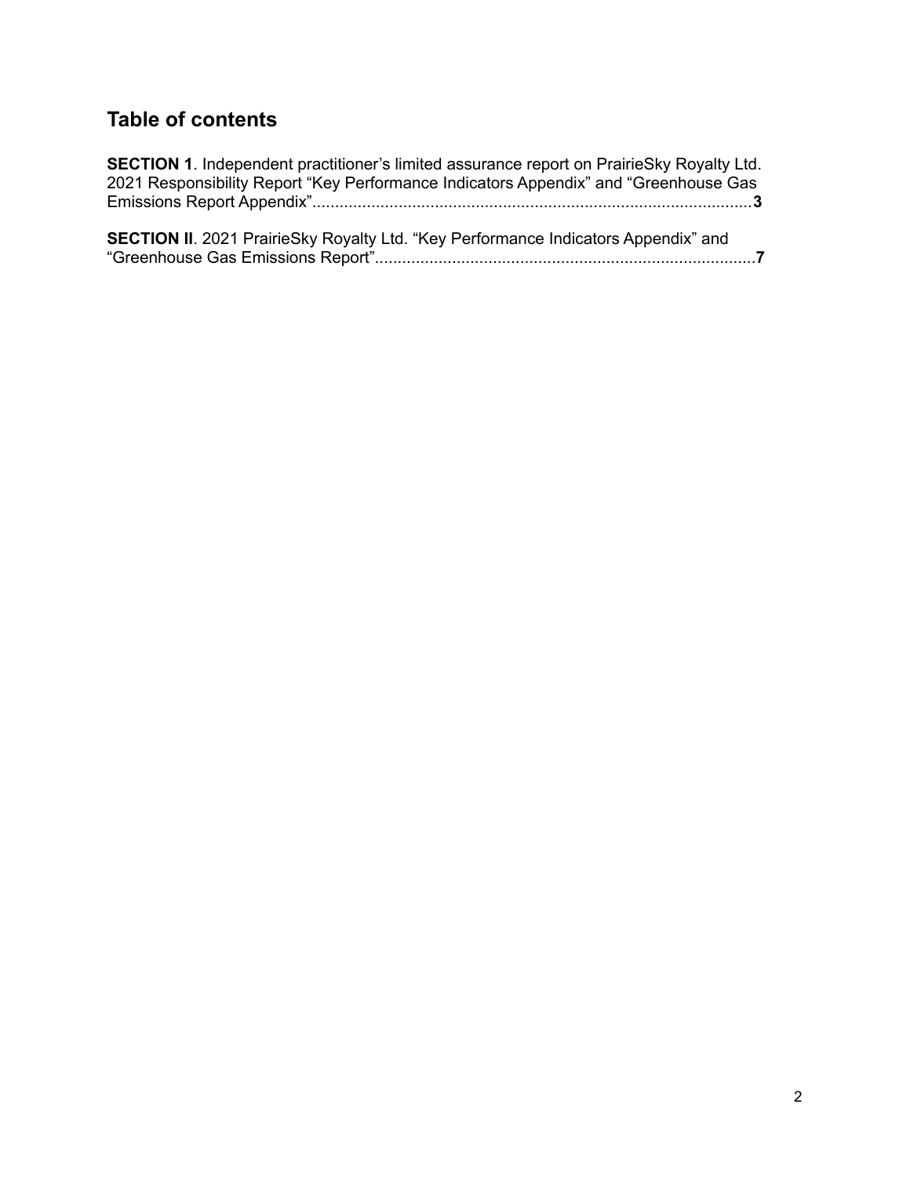## Table of contents

**SECTION 1**. Independent practitioner's limited assurance report on PrairieSky Royalty Ltd. 2021 Responsibility Report "Key Performance Indicators Appendix" and "Greenhouse Gas Emissions Report Appendix"........................................................................................................**3**

**SECTION II**. 2021 PrairieSky Royalty Ltd. "Key Performance Indicators Appendix" and "Greenhouse Gas Emissions Report"....................................................................................**7**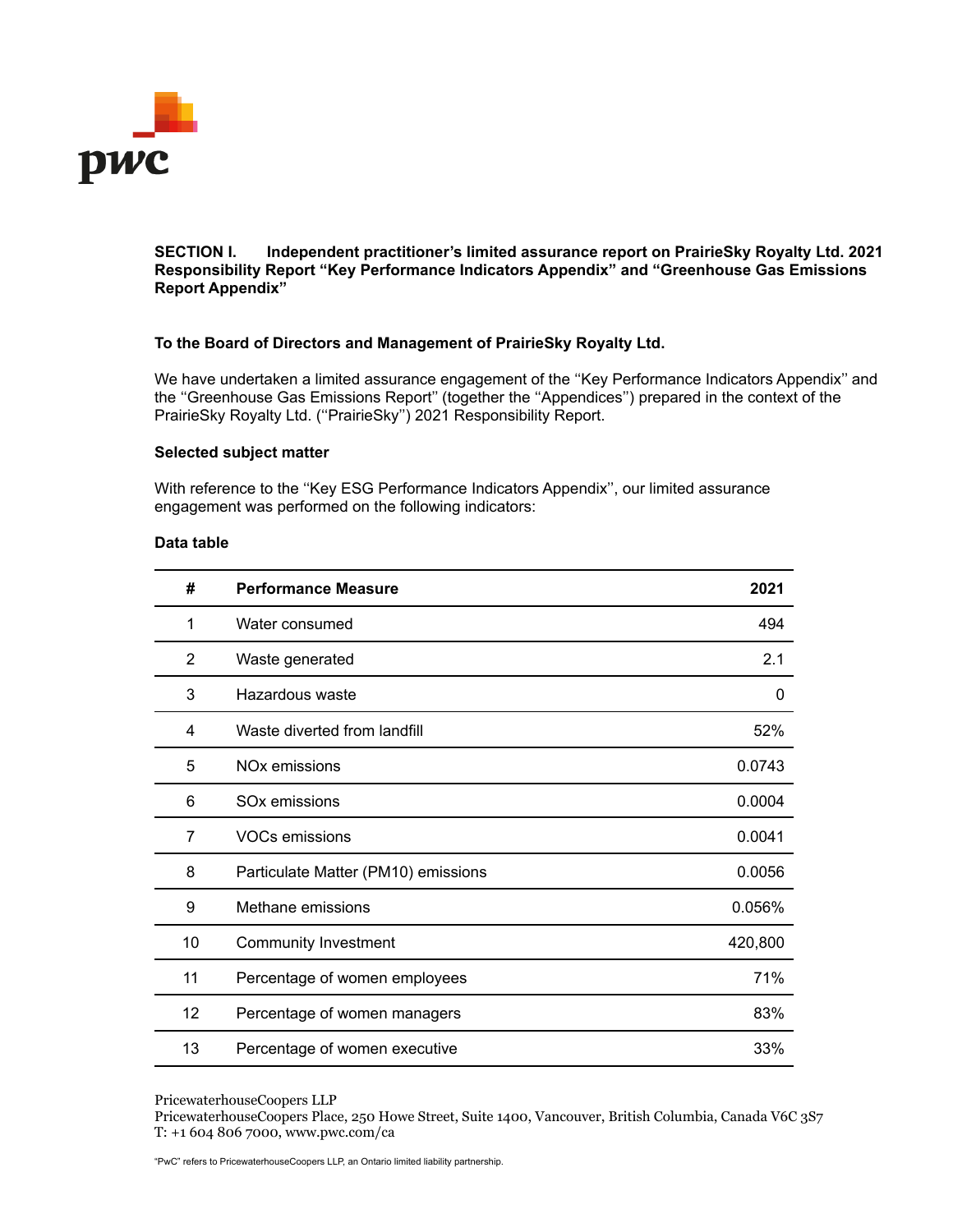## SECTION I. Independent practitioner's limited assurance report on PrairieSky Royalty Ltd. 2021 Responsibility Report "Key Performance Indicators Appendix" and "Greenhouse Gas Emissions Report Appendix"

**To the Board of Directors and Management of PrairieSky Royalty Ltd.**

We have undertaken a limited assurance engagement of the "Key Performance Indicators Appendix" and the "Greenhouse Gas Emissions Report" (together the "Appendices") prepared in the context of the PrairieSky Royalty Ltd. ("PrairieSky") 2021 Responsibility Report.

**Selected subject matter**

With reference to the "Key ESG Performance Indicators Appendix", our limited assurance engagement was performed on the following indicators:

**Data table**

| # | Performance Measure | 2021 |
|---|---|---|
| 1 | Water consumed | 494 |
| 2 | Waste generated | 2.1 |
| 3 | Hazardous waste | 0 |
| 4 | Waste diverted from landfill | 52% |
| 5 | NOx emissions | 0.0743 |
| 6 | SOx emissions | 0.0004 |
| 7 | VOCs emissions | 0.0041 |
| 8 | Particulate Matter (PM10) emissions | 0.0056 |
| 9 | Methane emissions | 0.056% |
| 10 | Community Investment | 420,800 |
| 11 | Percentage of women employees | 71% |
| 12 | Percentage of women managers | 83% |
| 13 | Percentage of women executive | 33% |

PricewaterhouseCoopers LLP
PricewaterhouseCoopers Place, 250 Howe Street, Suite 1400, Vancouver, British Columbia, Canada V6C 3S7
T: +1 604 806 7000, www.pwc.com/ca

"PwC" refers to PricewaterhouseCoopers LLP, an Ontario limited liability partnership.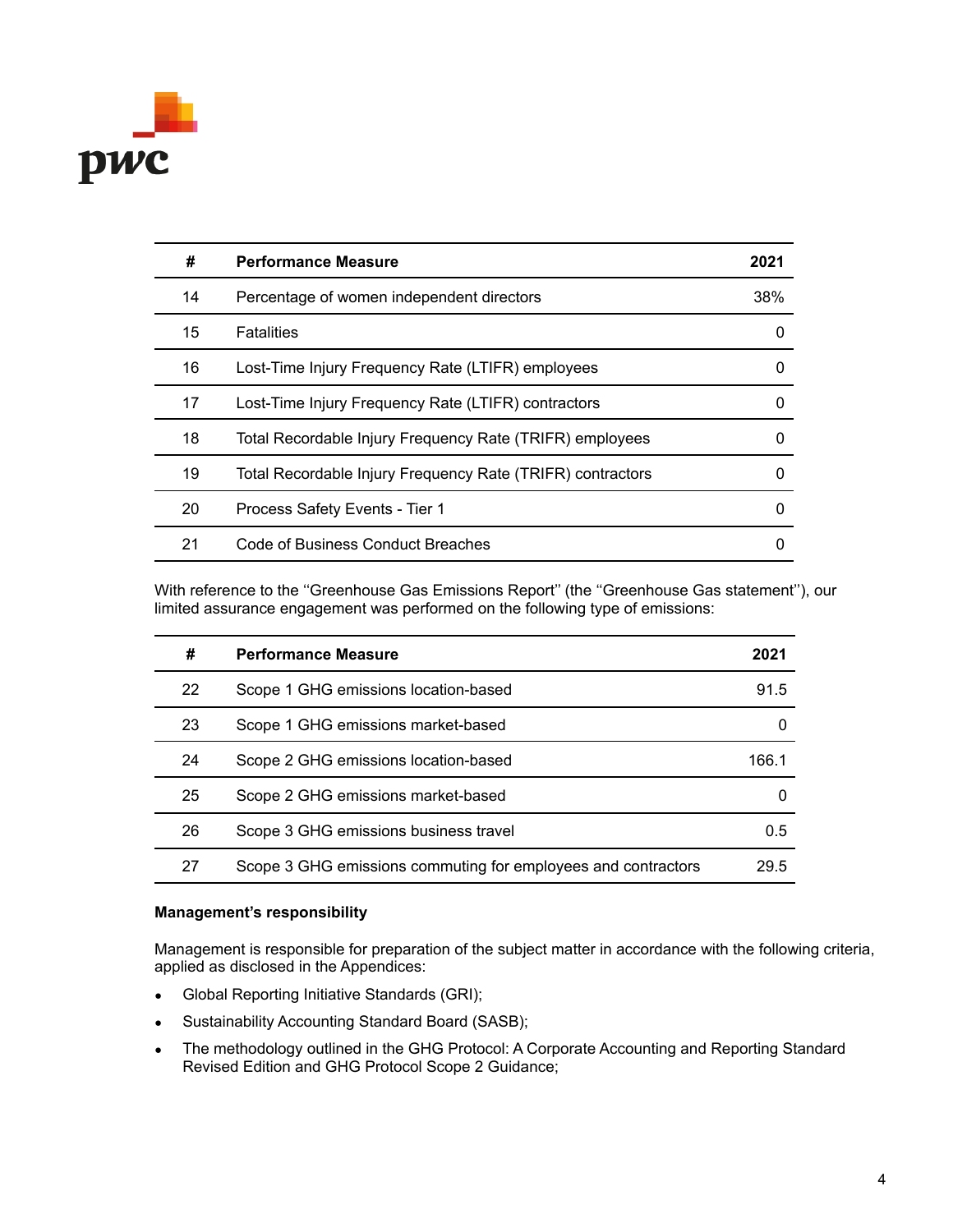| # | Performance Measure | 2021 |
| --- | --- | --- |
| 14 | Percentage of women independent directors | 38% |
| 15 | Fatalities | 0 |
| 16 | Lost-Time Injury Frequency Rate (LTIFR) employees | 0 |
| 17 | Lost-Time Injury Frequency Rate (LTIFR) contractors | 0 |
| 18 | Total Recordable Injury Frequency Rate (TRIFR) employees | 0 |
| 19 | Total Recordable Injury Frequency Rate (TRIFR) contractors | 0 |
| 20 | Process Safety Events - Tier 1 | 0 |
| 21 | Code of Business Conduct Breaches | 0 |

With reference to the ''Greenhouse Gas Emissions Report'' (the ''Greenhouse Gas statement''), our limited assurance engagement was performed on the following type of emissions:

| # | Performance Measure | 2021 |
| --- | --- | --- |
| 22 | Scope 1 GHG emissions location-based | 91.5 |
| 23 | Scope 1 GHG emissions market-based | 0 |
| 24 | Scope 2 GHG emissions location-based | 166.1 |
| 25 | Scope 2 GHG emissions market-based | 0 |
| 26 | Scope 3 GHG emissions business travel | 0.5 |
| 27 | Scope 3 GHG emissions commuting for employees and contractors | 29.5 |

**Management's responsibility**

Management is responsible for preparation of the subject matter in accordance with the following criteria, applied as disclosed in the Appendices:

- Global Reporting Initiative Standards (GRI);
- Sustainability Accounting Standard Board (SASB);
- The methodology outlined in the GHG Protocol: A Corporate Accounting and Reporting Standard Revised Edition and GHG Protocol Scope 2 Guidance;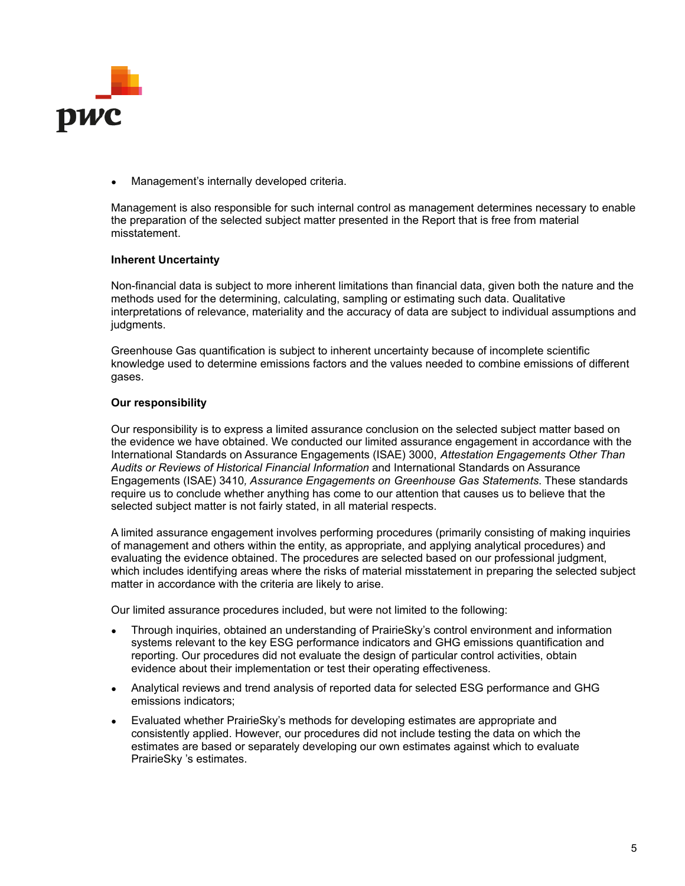- Management's internally developed criteria.

Management is also responsible for such internal control as management determines necessary to enable the preparation of the selected subject matter presented in the Report that is free from material misstatement.

**Inherent Uncertainty**

Non-financial data is subject to more inherent limitations than financial data, given both the nature and the methods used for the determining, calculating, sampling or estimating such data. Qualitative interpretations of relevance, materiality and the accuracy of data are subject to individual assumptions and judgments.

Greenhouse Gas quantification is subject to inherent uncertainty because of incomplete scientific knowledge used to determine emissions factors and the values needed to combine emissions of different gases.

**Our responsibility**

Our responsibility is to express a limited assurance conclusion on the selected subject matter based on the evidence we have obtained. We conducted our limited assurance engagement in accordance with the International Standards on Assurance Engagements (ISAE) 3000, *Attestation Engagements Other Than Audits or Reviews of Historical Financial Information* and International Standards on Assurance Engagements (ISAE) 3410*, Assurance Engagements on Greenhouse Gas Statements*. These standards require us to conclude whether anything has come to our attention that causes us to believe that the selected subject matter is not fairly stated, in all material respects.

A limited assurance engagement involves performing procedures (primarily consisting of making inquiries of management and others within the entity, as appropriate, and applying analytical procedures) and evaluating the evidence obtained. The procedures are selected based on our professional judgment, which includes identifying areas where the risks of material misstatement in preparing the selected subject matter in accordance with the criteria are likely to arise.

Our limited assurance procedures included, but were not limited to the following:

- Through inquiries, obtained an understanding of PrairieSky's control environment and information systems relevant to the key ESG performance indicators and GHG emissions quantification and reporting. Our procedures did not evaluate the design of particular control activities, obtain evidence about their implementation or test their operating effectiveness.
- Analytical reviews and trend analysis of reported data for selected ESG performance and GHG emissions indicators;
- Evaluated whether PrairieSky's methods for developing estimates are appropriate and consistently applied. However, our procedures did not include testing the data on which the estimates are based or separately developing our own estimates against which to evaluate PrairieSky 's estimates.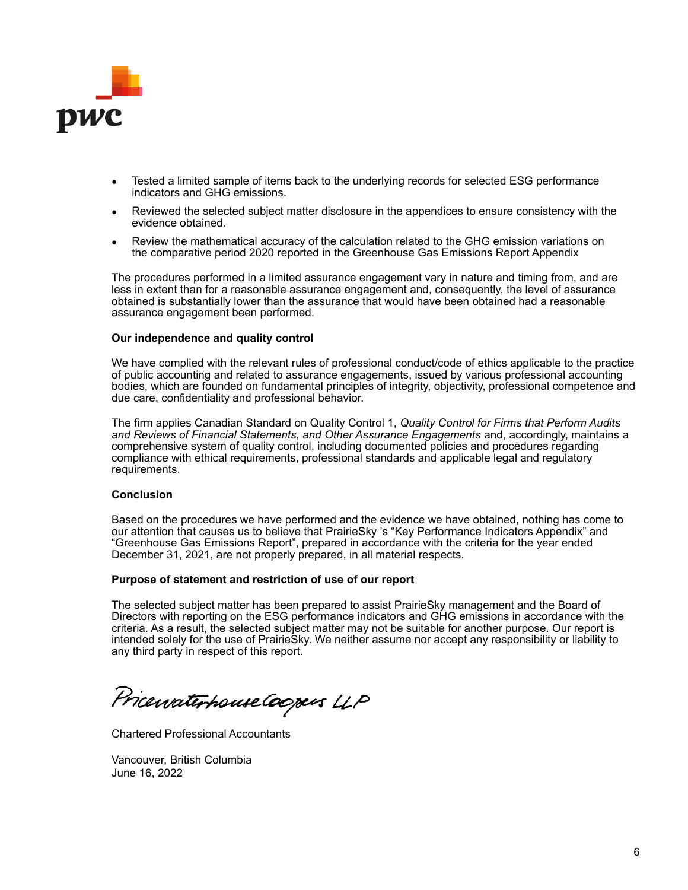- Tested a limited sample of items back to the underlying records for selected ESG performance indicators and GHG emissions.
- Reviewed the selected subject matter disclosure in the appendices to ensure consistency with the evidence obtained.
- Review the mathematical accuracy of the calculation related to the GHG emission variations on the comparative period 2020 reported in the Greenhouse Gas Emissions Report Appendix

The procedures performed in a limited assurance engagement vary in nature and timing from, and are less in extent than for a reasonable assurance engagement and, consequently, the level of assurance obtained is substantially lower than the assurance that would have been obtained had a reasonable assurance engagement been performed.

**Our independence and quality control**

We have complied with the relevant rules of professional conduct/code of ethics applicable to the practice of public accounting and related to assurance engagements, issued by various professional accounting bodies, which are founded on fundamental principles of integrity, objectivity, professional competence and due care, confidentiality and professional behavior.

The firm applies Canadian Standard on Quality Control 1, *Quality Control for Firms that Perform Audits and Reviews of Financial Statements, and Other Assurance Engagements* and, accordingly, maintains a comprehensive system of quality control, including documented policies and procedures regarding compliance with ethical requirements, professional standards and applicable legal and regulatory requirements.

**Conclusion**

Based on the procedures we have performed and the evidence we have obtained, nothing has come to our attention that causes us to believe that PrairieSky 's "Key Performance Indicators Appendix" and "Greenhouse Gas Emissions Report", prepared in accordance with the criteria for the year ended December 31, 2021, are not properly prepared, in all material respects.

**Purpose of statement and restriction of use of our report**

The selected subject matter has been prepared to assist PrairieSky management and the Board of Directors with reporting on the ESG performance indicators and GHG emissions in accordance with the criteria. As a result, the selected subject matter may not be suitable for another purpose. Our report is intended solely for the use of PrairieSky. We neither assume nor accept any responsibility or liability to any third party in respect of this report.

PricewaterhouseCoopers LLP

Chartered Professional Accountants

Vancouver, British Columbia
June 16, 2022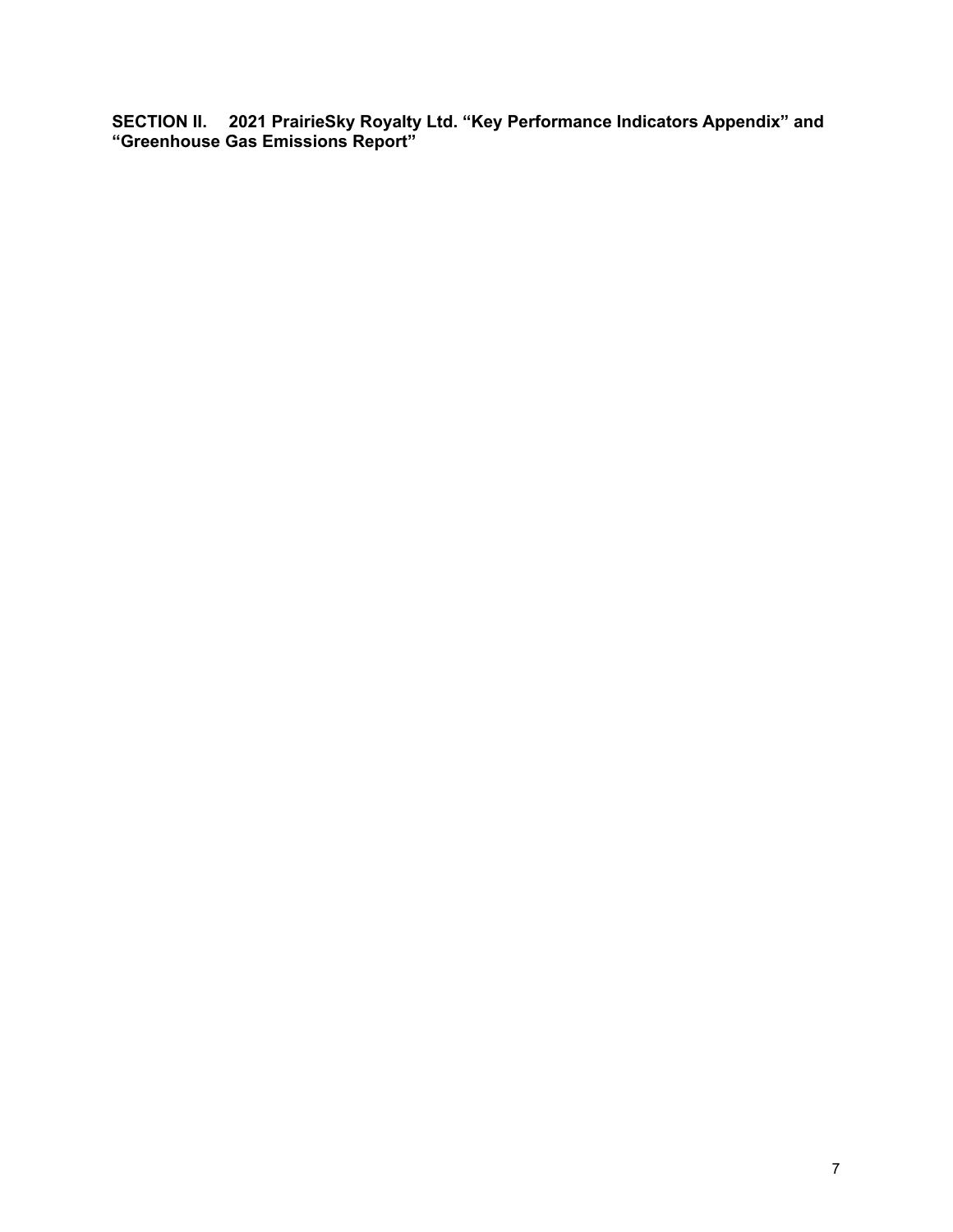**SECTION II. 2021 PrairieSky Royalty Ltd. “Key Performance Indicators Appendix” and “Greenhouse Gas Emissions Report”**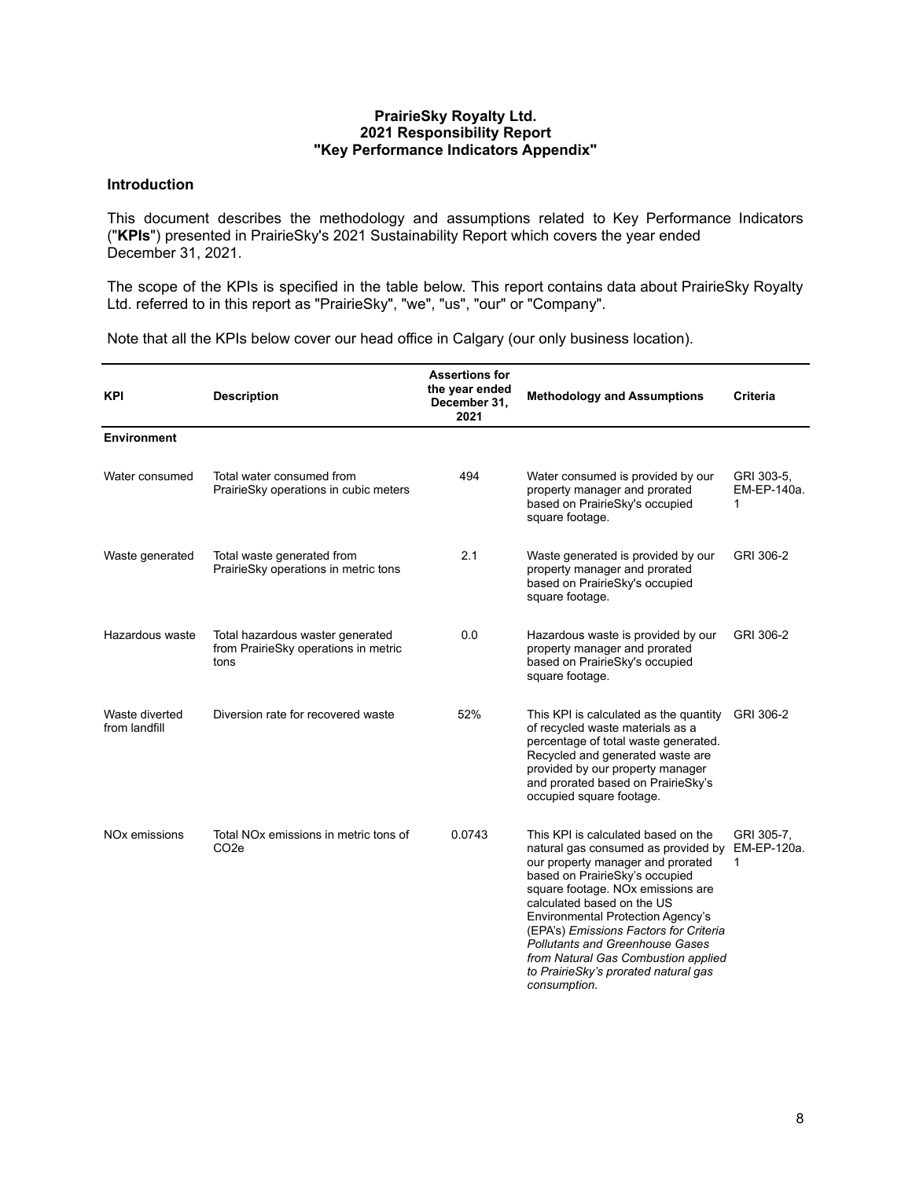**PrairieSky Royalty Ltd.**
**2021 Responsibility Report**
**"Key Performance Indicators Appendix"**

## Introduction

This document describes the methodology and assumptions related to Key Performance Indicators ("**KPIs**") presented in PrairieSky's 2021 Sustainability Report which covers the year ended December 31, 2021.

The scope of the KPIs is specified in the table below. This report contains data about PrairieSky Royalty Ltd. referred to in this report as "PrairieSky", "we", "us", "our" or "Company".

Note that all the KPIs below cover our head office in Calgary (our only business location).

| KPI | Description | Assertions for the year ended December 31, 2021 | Methodology and Assumptions | Criteria |
|---|---|---|---|---|
| **Environment** | | | | |
| Water consumed | Total water consumed from PrairieSky operations in cubic meters | 494 | Water consumed is provided by our property manager and prorated based on PrairieSky's occupied square footage. | GRI 303-5, EM-EP-140a.1 |
| Waste generated | Total waste generated from PrairieSky operations in metric tons | 2.1 | Waste generated is provided by our property manager and prorated based on PrairieSky's occupied square footage. | GRI 306-2 |
| Hazardous waste | Total hazardous waster generated from PrairieSky operations in metric tons | 0.0 | Hazardous waste is provided by our property manager and prorated based on PrairieSky's occupied square footage. | GRI 306-2 |
| Waste diverted from landfill | Diversion rate for recovered waste | 52% | This KPI is calculated as the quantity of recycled waste materials as a percentage of total waste generated. Recycled and generated waste are provided by our property manager and prorated based on PrairieSky's occupied square footage. | GRI 306-2 |
| NOx emissions | Total NOx emissions in metric tons of $CO_2e$ | 0.0743 | This KPI is calculated based on the natural gas consumed as provided by our property manager and prorated based on PrairieSky's occupied square footage. NOx emissions are calculated based on the US Environmental Protection Agency's (EPA's) *Emissions Factors for Criteria Pollutants and Greenhouse Gases from Natural Gas Combustion applied to PrairieSky's prorated natural gas consumption.* | GRI 305-7, EM-EP-120a.1 |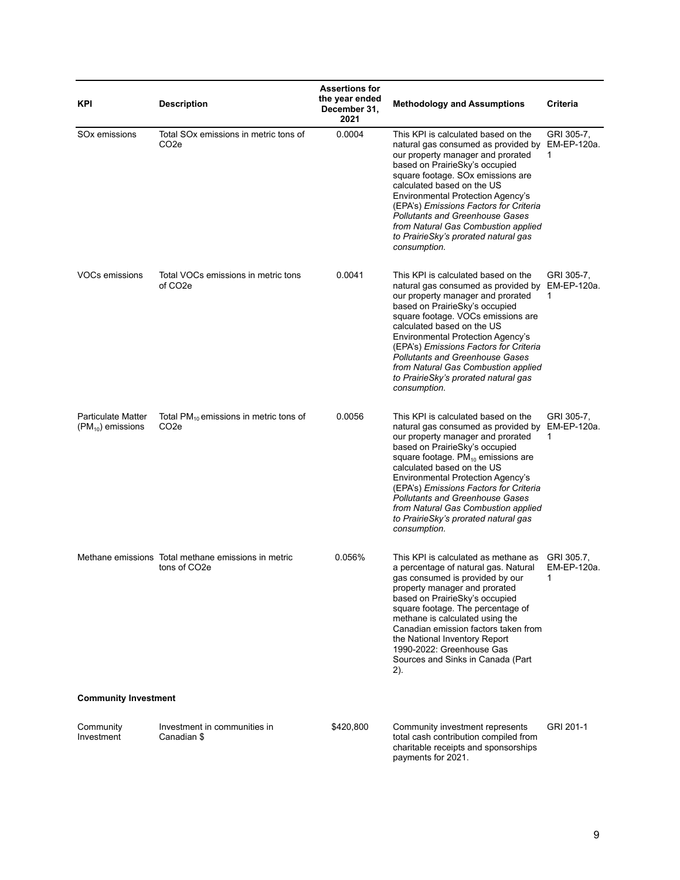| KPI | Description | Assertions for the year ended December 31, 2021 | Methodology and Assumptions | Criteria |
|---|---|---|---|---|
| SOx emissions | Total SOx emissions in metric tons of CO2e | 0.0004 | This KPI is calculated based on the natural gas consumed as provided by our property manager and prorated based on PrairieSky's occupied square footage. SOx emissions are calculated based on the US Environmental Protection Agency's (EPA's) *Emissions Factors for Criteria Pollutants and Greenhouse Gases from Natural Gas Combustion applied to PrairieSky's prorated natural gas consumption.* | GRI 305-7, EM-EP-120a.1 |
| VOCs emissions | Total VOCs emissions in metric tons of CO2e | 0.0041 | This KPI is calculated based on the natural gas consumed as provided by our property manager and prorated based on PrairieSky's occupied square footage. VOCs emissions are calculated based on the US Environmental Protection Agency's (EPA's) *Emissions Factors for Criteria Pollutants and Greenhouse Gases from Natural Gas Combustion applied to PrairieSky's prorated natural gas consumption.* | GRI 305-7, EM-EP-120a.1 |
| Particulate Matter ($PM_{10}$) emissions | Total $PM_{10}$ emissions in metric tons of CO2e | 0.0056 | This KPI is calculated based on the natural gas consumed as provided by our property manager and prorated based on PrairieSky's occupied square footage. $PM_{10}$ emissions are calculated based on the US Environmental Protection Agency's (EPA's) *Emissions Factors for Criteria Pollutants and Greenhouse Gases from Natural Gas Combustion applied to PrairieSky's prorated natural gas consumption.* | GRI 305-7, EM-EP-120a.1 |
| Methane emissions | Total methane emissions in metric tons of CO2e | 0.056% | This KPI is calculated as methane as a percentage of natural gas. Natural gas consumed is provided by our property manager and prorated based on PrairieSky's occupied square footage. The percentage of methane is calculated using the Canadian emission factors taken from the National Inventory Report 1990-2022: Greenhouse Gas Sources and Sinks in Canada (Part 2). | GRI 305.7, EM-EP-120a.1 |
| **Community Investment** | | | | |
| Community Investment | Investment in communities in Canadian $ | $420,800 | Community investment represents total cash contribution compiled from charitable receipts and sponsorships payments for 2021. | GRI 201-1 |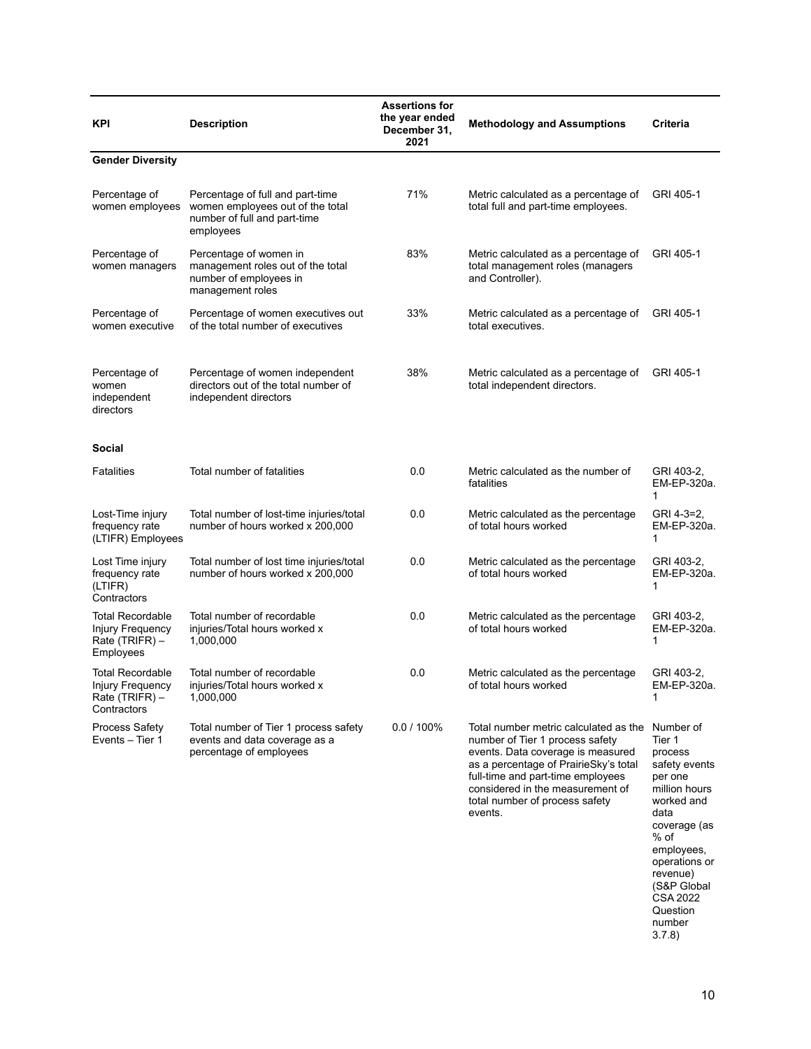| KPI | Description | Assertions for the year ended December 31, 2021 | Methodology and Assumptions | Criteria |
|---|---|---|---|---|
| **Gender Diversity** | | | | |
| Percentage of women employees | Percentage of full and part-time women employees out of the total number of full and part-time employees | 71% | Metric calculated as a percentage of total full and part-time employees. | GRI 405-1 |
| Percentage of women managers | Percentage of women in management roles out of the total number of employees in management roles | 83% | Metric calculated as a percentage of total management roles (managers and Controller). | GRI 405-1 |
| Percentage of women executive | Percentage of women executives out of the total number of executives | 33% | Metric calculated as a percentage of total executives. | GRI 405-1 |
| Percentage of women independent directors | Percentage of women independent directors out of the total number of independent directors | 38% | Metric calculated as a percentage of total independent directors. | GRI 405-1 |
| **Social** | | | | |
| Fatalities | Total number of fatalities | 0.0 | Metric calculated as the number of fatalities | GRI 403-2, EM-EP-320a.1 |
| Lost-Time injury frequency rate (LTIFR) Employees | Total number of lost-time injuries/total number of hours worked x 200,000 | 0.0 | Metric calculated as the percentage of total hours worked | GRI 4-3=2, EM-EP-320a.1 |
| Lost Time injury frequency rate (LTIFR) Contractors | Total number of lost time injuries/total number of hours worked x 200,000 | 0.0 | Metric calculated as the percentage of total hours worked | GRI 403-2, EM-EP-320a.1 |
| Total Recordable Injury Frequency Rate (TRIFR) – Employees | Total number of recordable injuries/Total hours worked x 1,000,000 | 0.0 | Metric calculated as the percentage of total hours worked | GRI 403-2, EM-EP-320a.1 |
| Total Recordable Injury Frequency Rate (TRIFR) – Contractors | Total number of recordable injuries/Total hours worked x 1,000,000 | 0.0 | Metric calculated as the percentage of total hours worked | GRI 403-2, EM-EP-320a.1 |
| Process Safety Events – Tier 1 | Total number of Tier 1 process safety events and data coverage as a percentage of employees | 0.0 / 100% | Total number metric calculated as the number of Tier 1 process safety events. Data coverage is measured as a percentage of PrairieSky's total full-time and part-time employees considered in the measurement of total number of process safety events. | Number of Tier 1 process safety events per one million hours worked and data coverage (as % of employees, operations or revenue) (S&P Global CSA 2022 Question number 3.7.8) |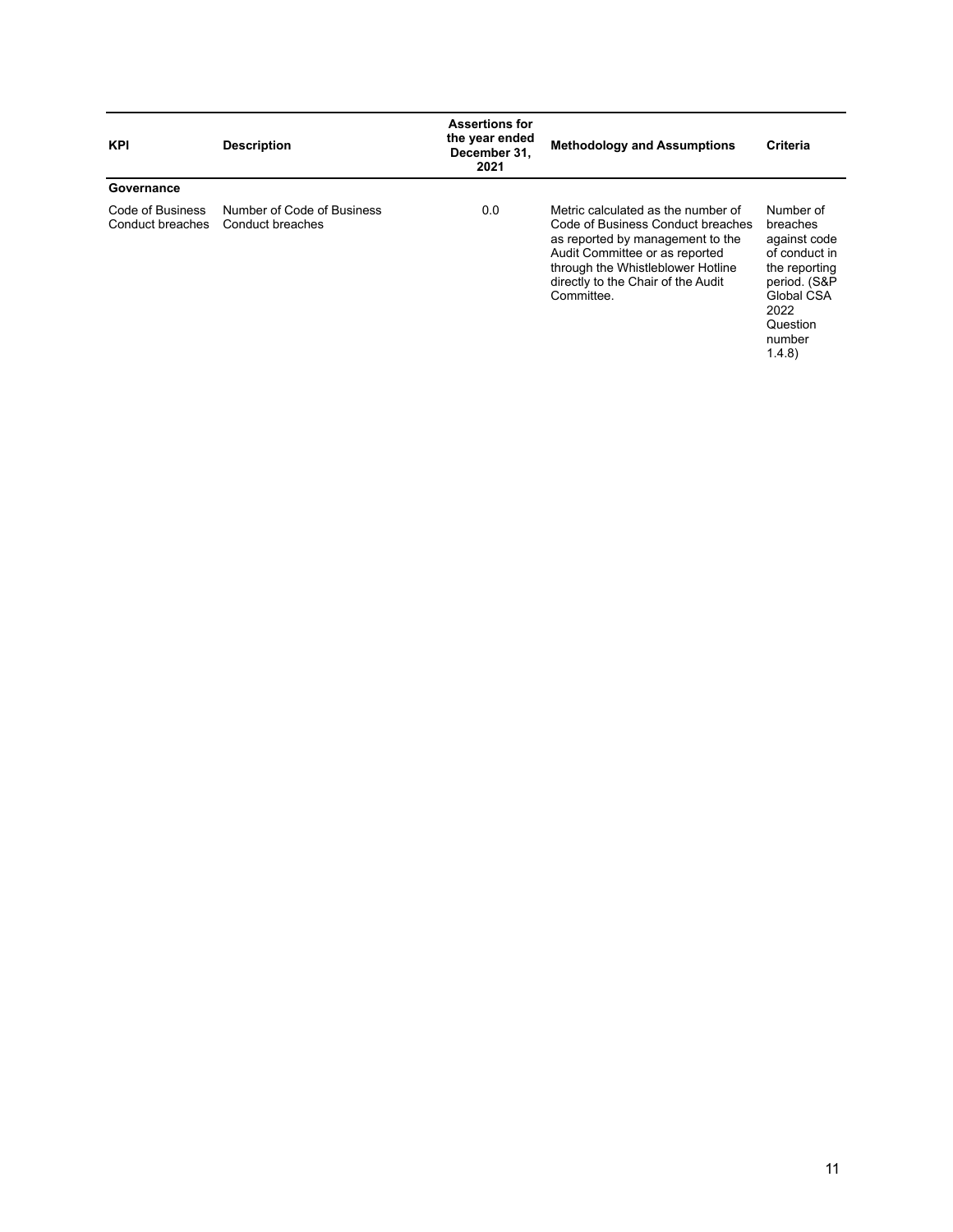| KPI | Description | Assertions for the year ended December 31, 2021 | Methodology and Assumptions | Criteria |
|---|---|---|---|---|
| **Governance** | | | | |
| Code of Business Conduct breaches | Number of Code of Business Conduct breaches | 0.0 | Metric calculated as the number of Code of Business Conduct breaches as reported by management to the Audit Committee or as reported through the Whistleblower Hotline directly to the Chair of the Audit Committee. | Number of breaches against code of conduct in the reporting period. (S&P Global CSA 2022 Question number 1.4.8) |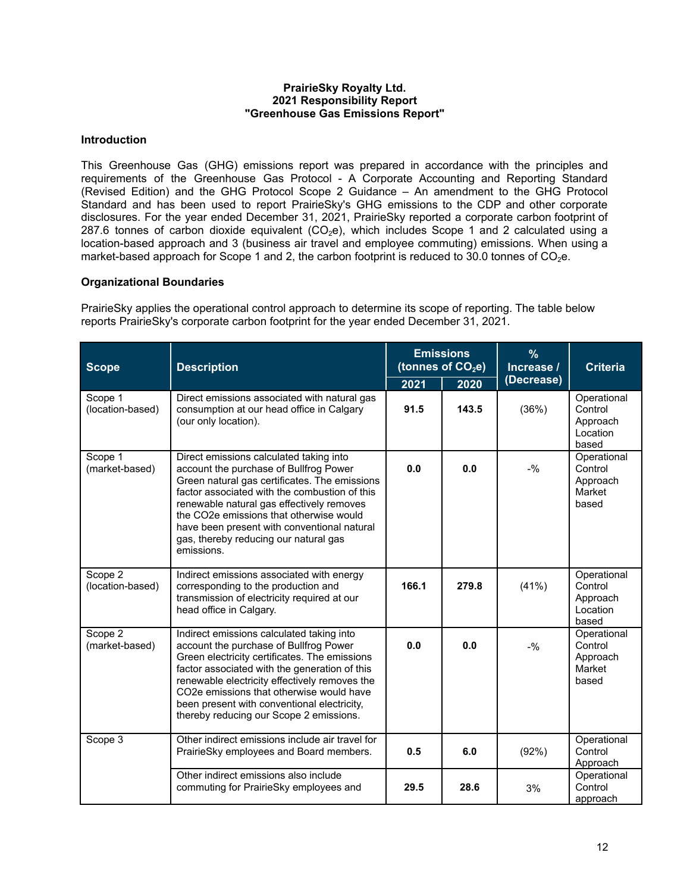**PrairieSky Royalty Ltd.**
**2021 Responsibility Report**
**"Greenhouse Gas Emissions Report"**

## Introduction

This Greenhouse Gas (GHG) emissions report was prepared in accordance with the principles and requirements of the Greenhouse Gas Protocol - A Corporate Accounting and Reporting Standard (Revised Edition) and the GHG Protocol Scope 2 Guidance – An amendment to the GHG Protocol Standard and has been used to report PrairieSky's GHG emissions to the CDP and other corporate disclosures. For the year ended December 31, 2021, PrairieSky reported a corporate carbon footprint of 287.6 tonnes of carbon dioxide equivalent ($CO_2e$), which includes Scope 1 and 2 calculated using a location-based approach and 3 (business air travel and employee commuting) emissions. When using a market-based approach for Scope 1 and 2, the carbon footprint is reduced to 30.0 tonnes of $CO_2e$.

## Organizational Boundaries

PrairieSky applies the operational control approach to determine its scope of reporting. The table below reports PrairieSky's corporate carbon footprint for the year ended December 31, 2021.

| Scope | Description | Emissions (tonnes of $CO_2e$) | | % Increase / (Decrease) | Criteria |
|---|---|---|---|---|---|
| | | 2021 | 2020 | | |
| Scope 1 (location-based) | Direct emissions associated with natural gas consumption at our head office in Calgary (our only location). | **91.5** | **143.5** | (36%) | Operational Control Approach Location based |
| Scope 1 (market-based) | Direct emissions calculated taking into account the purchase of Bullfrog Power Green natural gas certificates. The emissions factor associated with the combustion of this renewable natural gas effectively removes the CO2e emissions that otherwise would have been present with conventional natural gas, thereby reducing our natural gas emissions. | **0.0** | **0.0** | -% | Operational Control Approach Market based |
| Scope 2 (location-based) | Indirect emissions associated with energy corresponding to the production and transmission of electricity required at our head office in Calgary. | **166.1** | **279.8** | (41%) | Operational Control Approach Location based |
| Scope 2 (market-based) | Indirect emissions calculated taking into account the purchase of Bullfrog Power Green electricity certificates. The emissions factor associated with the generation of this renewable electricity effectively removes the CO2e emissions that otherwise would have been present with conventional electricity, thereby reducing our Scope 2 emissions. | **0.0** | **0.0** | -% | Operational Control Approach Market based |
| Scope 3 | Other indirect emissions include air travel for PrairieSky employees and Board members. | **0.5** | **6.0** | (92%) | Operational Control Approach |
| | Other indirect emissions also include commuting for PrairieSky employees and | **29.5** | **28.6** | 3% | Operational Control approach |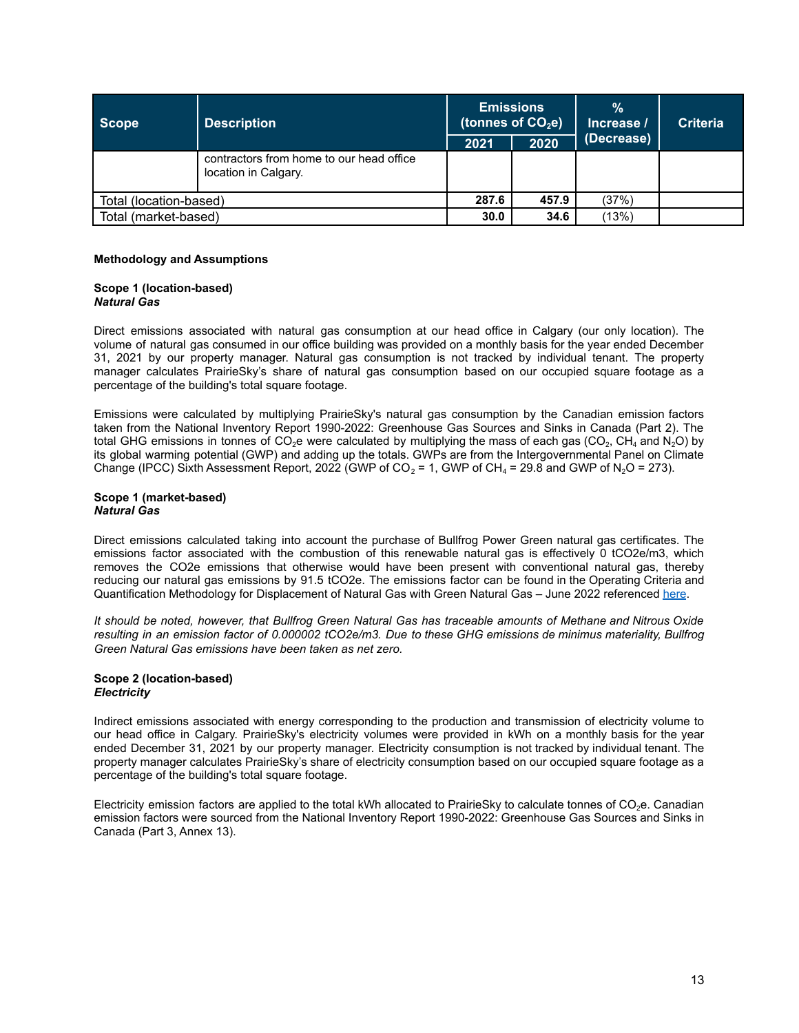| Scope | Description | Emissions (tonnes of $CO_2e$) | | % Increase / (Decrease) | Criteria |
|---|---|---|---|---|---|
| | | 2021 | 2020 | | |
| | contractors from home to our head office location in Calgary. | | | | |
| Total (location-based) | | **287.6** | **457.9** | (37%) | |
| Total (market-based) | | **30.0** | **34.6** | (13%) | |

**Methodology and Assumptions**

**Scope 1 (location-based)**
***Natural Gas***

Direct emissions associated with natural gas consumption at our head office in Calgary (our only location). The volume of natural gas consumed in our office building was provided on a monthly basis for the year ended December 31, 2021 by our property manager. Natural gas consumption is not tracked by individual tenant. The property manager calculates PrairieSky's share of natural gas consumption based on our occupied square footage as a percentage of the building's total square footage.

Emissions were calculated by multiplying PrairieSky's natural gas consumption by the Canadian emission factors taken from the National Inventory Report 1990-2022: Greenhouse Gas Sources and Sinks in Canada (Part 2). The total GHG emissions in tonnes of $CO_2e$ were calculated by multiplying the mass of each gas ($CO_2$, $CH_4$ and $N_2O$) by its global warming potential (GWP) and adding up the totals. GWPs are from the Intergovernmental Panel on Climate Change (IPCC) Sixth Assessment Report, 2022 (GWP of $CO_2$ = 1, GWP of $CH_4$ = 29.8 and GWP of $N_2O$ = 273).

**Scope 1 (market-based)**
***Natural Gas***

Direct emissions calculated taking into account the purchase of Bullfrog Power Green natural gas certificates. The emissions factor associated with the combustion of this renewable natural gas is effectively 0 tCO2e/m3, which removes the CO2e emissions that otherwise would have been present with conventional natural gas, thereby reducing our natural gas emissions by 91.5 tCO2e. The emissions factor can be found in the Operating Criteria and Quantification Methodology for Displacement of Natural Gas with Green Natural Gas – June 2022 referenced here.

*It should be noted, however, that Bullfrog Green Natural Gas has traceable amounts of Methane and Nitrous Oxide resulting in an emission factor of 0.000002 tCO2e/m3. Due to these GHG emissions de minimus materiality, Bullfrog Green Natural Gas emissions have been taken as net zero.*

**Scope 2 (location-based)**
***Electricity***

Indirect emissions associated with energy corresponding to the production and transmission of electricity volume to our head office in Calgary. PrairieSky's electricity volumes were provided in kWh on a monthly basis for the year ended December 31, 2021 by our property manager. Electricity consumption is not tracked by individual tenant. The property manager calculates PrairieSky's share of electricity consumption based on our occupied square footage as a percentage of the building's total square footage.

Electricity emission factors are applied to the total kWh allocated to PrairieSky to calculate tonnes of $CO_2e$. Canadian emission factors were sourced from the National Inventory Report 1990-2022: Greenhouse Gas Sources and Sinks in Canada (Part 3, Annex 13).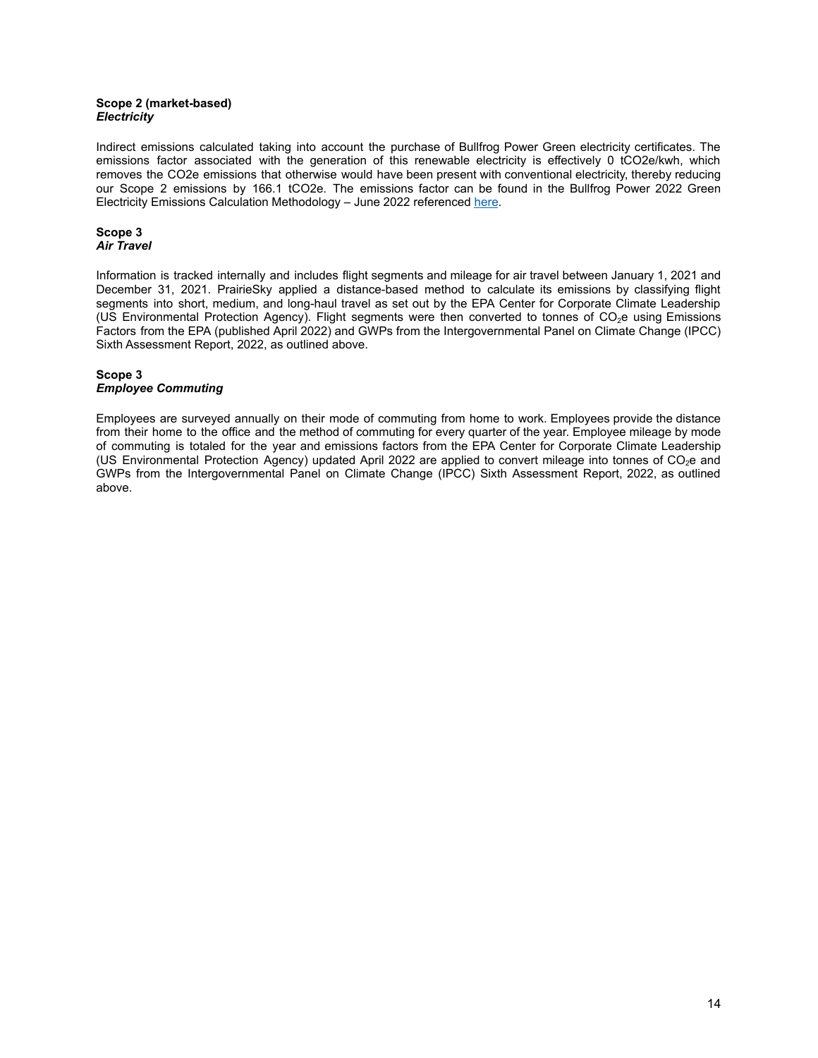**Scope 2 (market-based)**
***Electricity***

Indirect emissions calculated taking into account the purchase of Bullfrog Power Green electricity certificates. The emissions factor associated with the generation of this renewable electricity is effectively 0 tCO2e/kwh, which removes the CO2e emissions that otherwise would have been present with conventional electricity, thereby reducing our Scope 2 emissions by 166.1 tCO2e. The emissions factor can be found in the Bullfrog Power 2022 Green Electricity Emissions Calculation Methodology – June 2022 referenced here.

**Scope 3**
***Air Travel***

Information is tracked internally and includes flight segments and mileage for air travel between January 1, 2021 and December 31, 2021. PrairieSky applied a distance-based method to calculate its emissions by classifying flight segments into short, medium, and long-haul travel as set out by the EPA Center for Corporate Climate Leadership (US Environmental Protection Agency). Flight segments were then converted to tonnes of $CO_2e$ using Emissions Factors from the EPA (published April 2022) and GWPs from the Intergovernmental Panel on Climate Change (IPCC) Sixth Assessment Report, 2022, as outlined above.

**Scope 3**
***Employee Commuting***

Employees are surveyed annually on their mode of commuting from home to work. Employees provide the distance from their home to the office and the method of commuting for every quarter of the year. Employee mileage by mode of commuting is totaled for the year and emissions factors from the EPA Center for Corporate Climate Leadership (US Environmental Protection Agency) updated April 2022 are applied to convert mileage into tonnes of $CO_2e$ and GWPs from the Intergovernmental Panel on Climate Change (IPCC) Sixth Assessment Report, 2022, as outlined above.